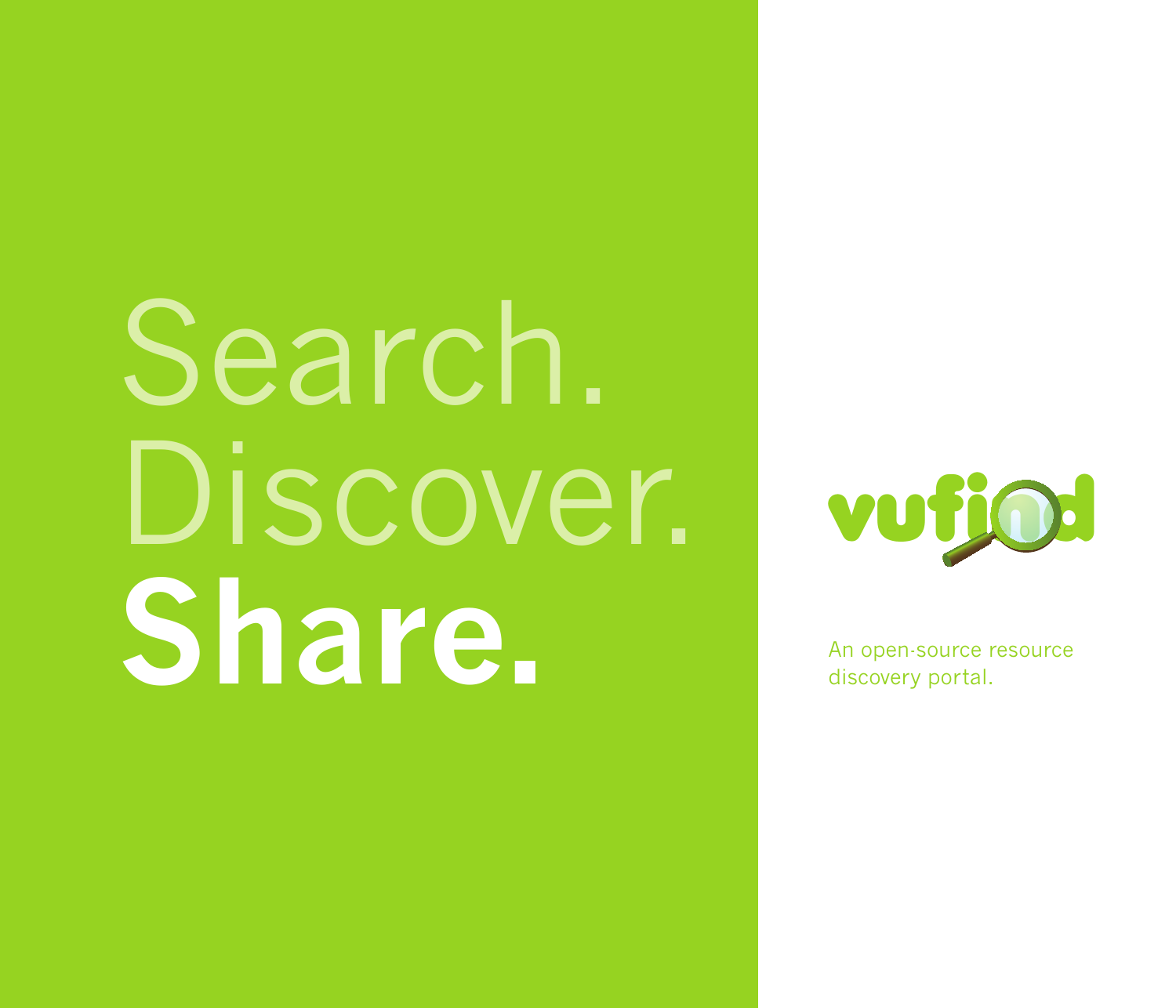Search.
Discover.
**Share.**

vufind

An open-source resource discovery portal.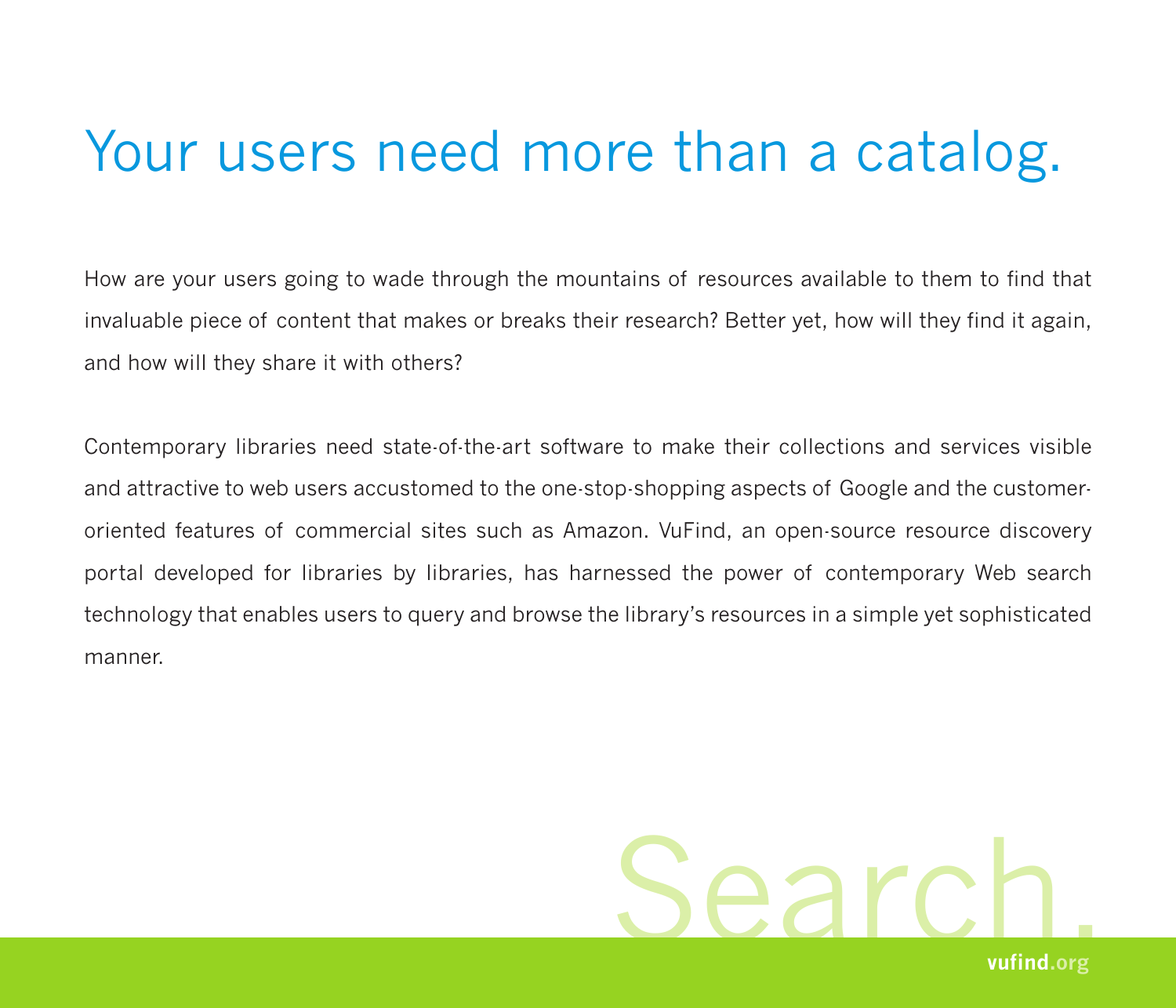# Your users need more than a catalog.

How are your users going to wade through the mountains of resources available to them to find that invaluable piece of content that makes or breaks their research? Better yet, how will they find it again, and how will they share it with others?

Contemporary libraries need state-of-the-art software to make their collections and services visible and attractive to web users accustomed to the one-stop-shopping aspects of Google and the customer-oriented features of commercial sites such as Amazon. VuFind, an open-source resource discovery portal developed for libraries by libraries, has harnessed the power of contemporary Web search technology that enables users to query and browse the library's resources in a simple yet sophisticated manner.

Search.

**vufind**.org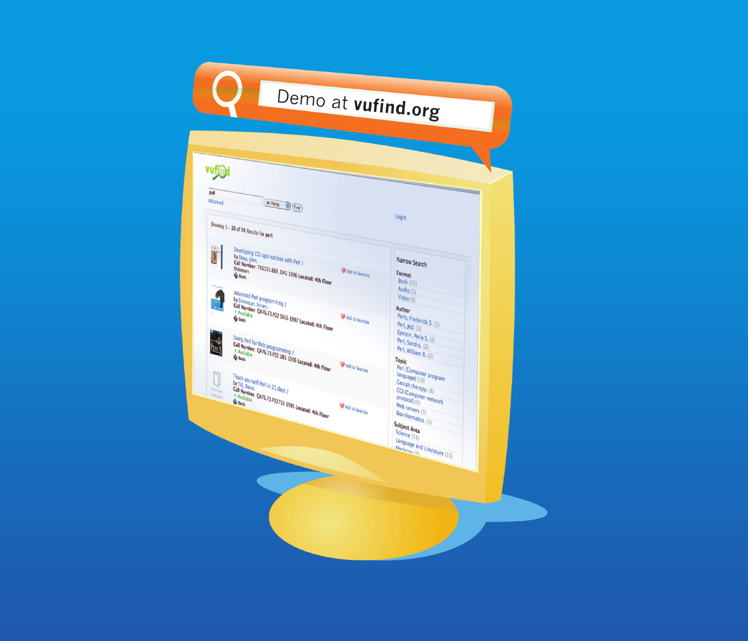Demo at **vufind.org**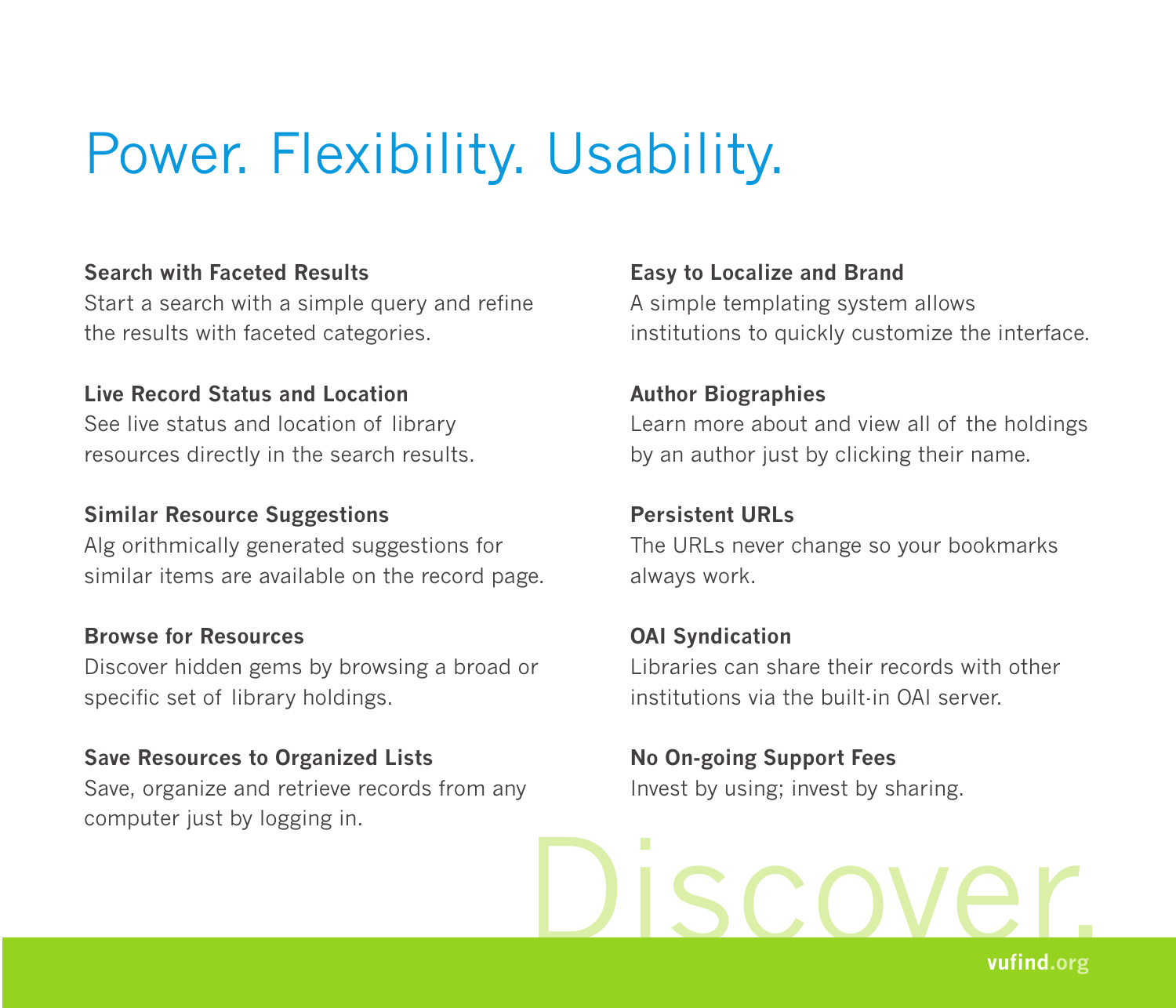# Power. Flexibility. Usability.

**Search with Faceted Results**
Start a search with a simple query and refine the results with faceted categories.

**Live Record Status and Location**
See live status and location of library resources directly in the search results.

**Similar Resource Suggestions**
Alg orithmically generated suggestions for similar items are available on the record page.

**Browse for Resources**
Discover hidden gems by browsing a broad or specific set of library holdings.

**Save Resources to Organized Lists**
Save, organize and retrieve records from any computer just by logging in.

**Easy to Localize and Brand**
A simple templating system allows institutions to quickly customize the interface.

**Author Biographies**
Learn more about and view all of the holdings by an author just by clicking their name.

**Persistent URLs**
The URLs never change so your bookmarks always work.

**OAI Syndication**
Libraries can share their records with other institutions via the built-in OAI server.

**No On-going Support Fees**
Invest by using; invest by sharing.

Discover.

vufind.org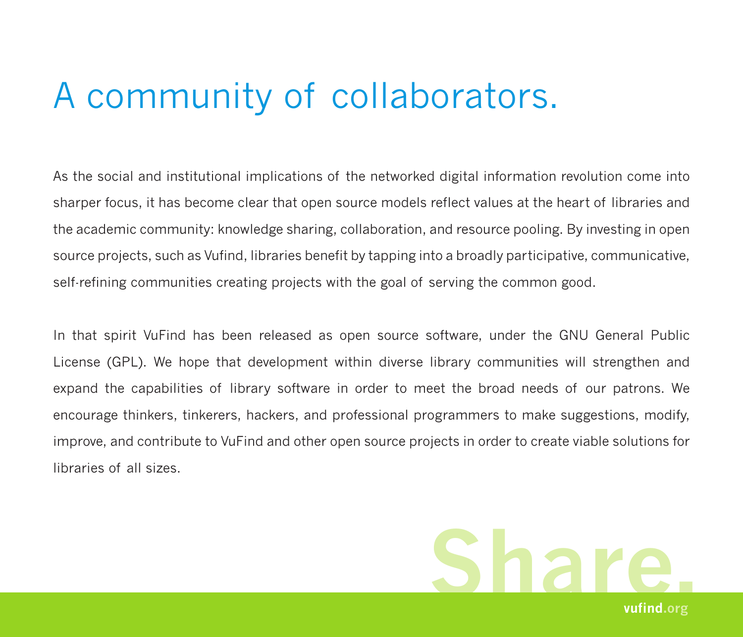# A community of collaborators.

As the social and institutional implications of the networked digital information revolution come into sharper focus, it has become clear that open source models reflect values at the heart of libraries and the academic community: knowledge sharing, collaboration, and resource pooling. By investing in open source projects, such as Vufind, libraries benefit by tapping into a broadly participative, communicative, self-refining communities creating projects with the goal of serving the common good.

In that spirit VuFind has been released as open source software, under the GNU General Public License (GPL). We hope that development within diverse library communities will strengthen and expand the capabilities of library software in order to meet the broad needs of our patrons. We encourage thinkers, tinkerers, hackers, and professional programmers to make suggestions, modify, improve, and contribute to VuFind and other open source projects in order to create viable solutions for libraries of all sizes.

Share.

vufind.org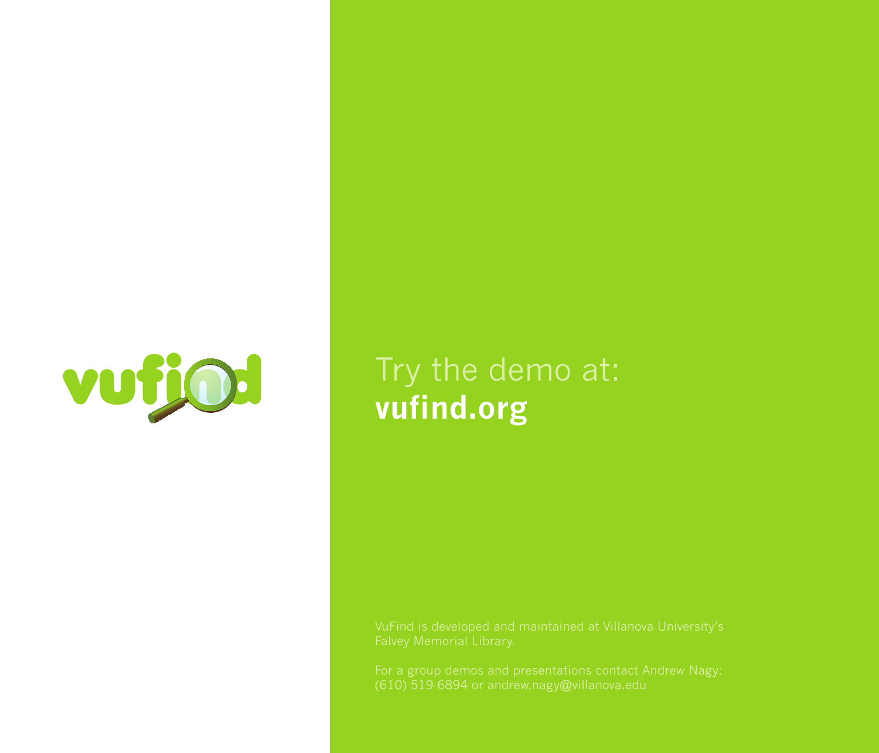vufind

Try the demo at:
**vufind.org**

VuFind is developed and maintained at Villanova University's Falvey Memorial Library.

For a group demos and presentations contact Andrew Nagy: (610) 519-6894 or andrew.nagy@villanova.edu